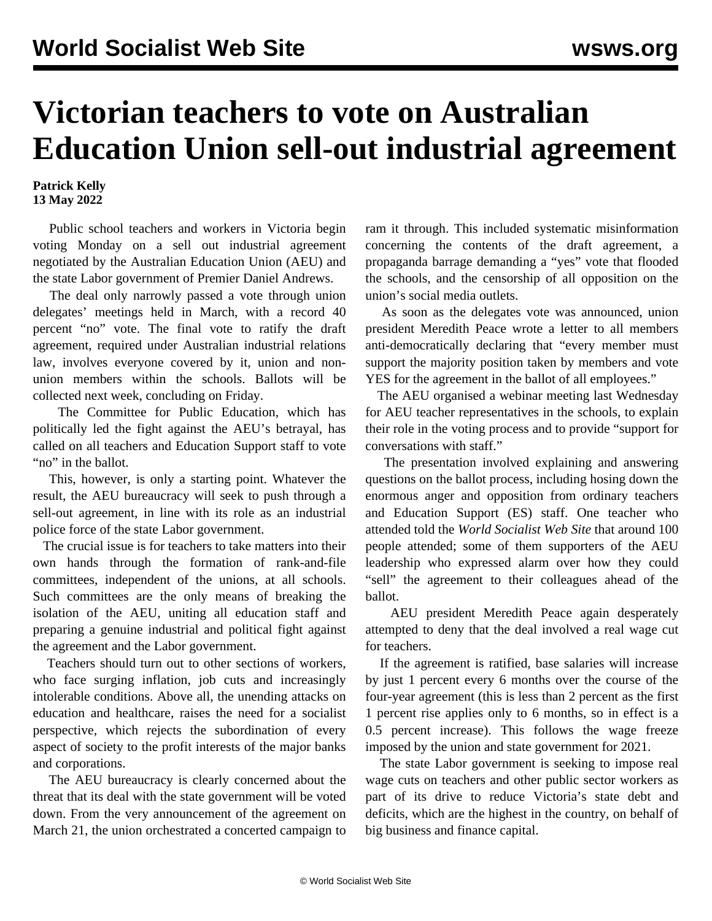# Victorian teachers to vote on Australian Education Union sell-out industrial agreement

**Patrick Kelly**
**13 May 2022**

Public school teachers and workers in Victoria begin voting Monday on a sell out industrial agreement negotiated by the Australian Education Union (AEU) and the state Labor government of Premier Daniel Andrews.

The deal only narrowly passed a vote through union delegates' meetings held in March, with a record 40 percent "no" vote. The final vote to ratify the draft agreement, required under Australian industrial relations law, involves everyone covered by it, union and non-union members within the schools. Ballots will be collected next week, concluding on Friday.

The Committee for Public Education, which has politically led the fight against the AEU's betrayal, has called on all teachers and Education Support staff to vote "no" in the ballot.

This, however, is only a starting point. Whatever the result, the AEU bureaucracy will seek to push through a sell-out agreement, in line with its role as an industrial police force of the state Labor government.

The crucial issue is for teachers to take matters into their own hands through the formation of rank-and-file committees, independent of the unions, at all schools. Such committees are the only means of breaking the isolation of the AEU, uniting all education staff and preparing a genuine industrial and political fight against the agreement and the Labor government.

Teachers should turn out to other sections of workers, who face surging inflation, job cuts and increasingly intolerable conditions. Above all, the unending attacks on education and healthcare, raises the need for a socialist perspective, which rejects the subordination of every aspect of society to the profit interests of the major banks and corporations.

The AEU bureaucracy is clearly concerned about the threat that its deal with the state government will be voted down. From the very announcement of the agreement on March 21, the union orchestrated a concerted campaign to ram it through. This included systematic misinformation concerning the contents of the draft agreement, a propaganda barrage demanding a "yes" vote that flooded the schools, and the censorship of all opposition on the union's social media outlets.

As soon as the delegates vote was announced, union president Meredith Peace wrote a letter to all members anti-democratically declaring that "every member must support the majority position taken by members and vote YES for the agreement in the ballot of all employees."

The AEU organised a webinar meeting last Wednesday for AEU teacher representatives in the schools, to explain their role in the voting process and to provide "support for conversations with staff."

The presentation involved explaining and answering questions on the ballot process, including hosing down the enormous anger and opposition from ordinary teachers and Education Support (ES) staff. One teacher who attended told the *World Socialist Web Site* that around 100 people attended; some of them supporters of the AEU leadership who expressed alarm over how they could "sell" the agreement to their colleagues ahead of the ballot.

AEU president Meredith Peace again desperately attempted to deny that the deal involved a real wage cut for teachers.

If the agreement is ratified, base salaries will increase by just 1 percent every 6 months over the course of the four-year agreement (this is less than 2 percent as the first 1 percent rise applies only to 6 months, so in effect is a 0.5 percent increase). This follows the wage freeze imposed by the union and state government for 2021.

The state Labor government is seeking to impose real wage cuts on teachers and other public sector workers as part of its drive to reduce Victoria's state debt and deficits, which are the highest in the country, on behalf of big business and finance capital.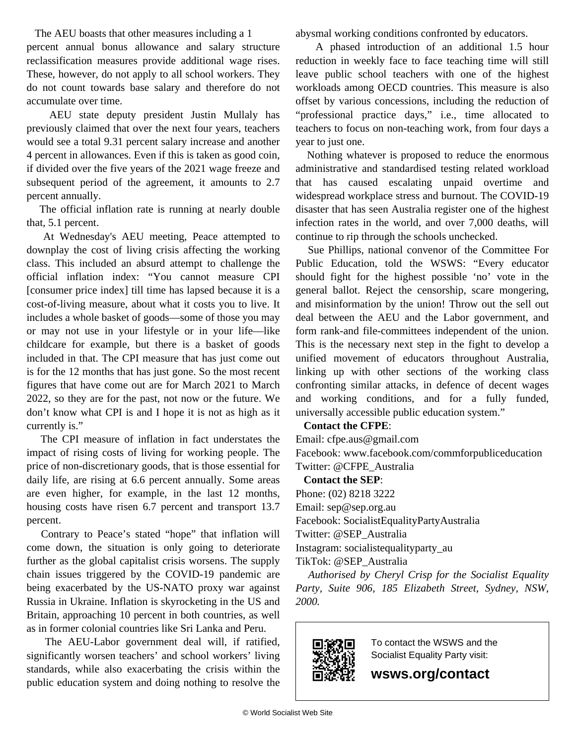The AEU boasts that other measures including a 1 percent annual bonus allowance and salary structure reclassification measures provide additional wage rises. These, however, do not apply to all school workers. They do not count towards base salary and therefore do not accumulate over time.

AEU state deputy president Justin Mullaly has previously claimed that over the next four years, teachers would see a total 9.31 percent salary increase and another 4 percent in allowances. Even if this is taken as good coin, if divided over the five years of the 2021 wage freeze and subsequent period of the agreement, it amounts to 2.7 percent annually.

The official inflation rate is running at nearly double that, 5.1 percent.

At Wednesday's AEU meeting, Peace attempted to downplay the cost of living crisis affecting the working class. This included an absurd attempt to challenge the official inflation index: "You cannot measure CPI [consumer price index] till time has lapsed because it is a cost-of-living measure, about what it costs you to live. It includes a whole basket of goods—some of those you may or may not use in your lifestyle or in your life—like childcare for example, but there is a basket of goods included in that. The CPI measure that has just come out is for the 12 months that has just gone. So the most recent figures that have come out are for March 2021 to March 2022, so they are for the past, not now or the future. We don't know what CPI is and I hope it is not as high as it currently is."

The CPI measure of inflation in fact understates the impact of rising costs of living for working people. The price of non-discretionary goods, that is those essential for daily life, are rising at 6.6 percent annually. Some areas are even higher, for example, in the last 12 months, housing costs have risen 6.7 percent and transport 13.7 percent.

Contrary to Peace's stated "hope" that inflation will come down, the situation is only going to deteriorate further as the global capitalist crisis worsens. The supply chain issues triggered by the COVID-19 pandemic are being exacerbated by the US-NATO proxy war against Russia in Ukraine. Inflation is skyrocketing in the US and Britain, approaching 10 percent in both countries, as well as in former colonial countries like Sri Lanka and Peru.

The AEU-Labor government deal will, if ratified, significantly worsen teachers' and school workers' living standards, while also exacerbating the crisis within the public education system and doing nothing to resolve the abysmal working conditions confronted by educators.

A phased introduction of an additional 1.5 hour reduction in weekly face to face teaching time will still leave public school teachers with one of the highest workloads among OECD countries. This measure is also offset by various concessions, including the reduction of "professional practice days," i.e., time allocated to teachers to focus on non-teaching work, from four days a year to just one.

Nothing whatever is proposed to reduce the enormous administrative and standardised testing related workload that has caused escalating unpaid overtime and widespread workplace stress and burnout. The COVID-19 disaster that has seen Australia register one of the highest infection rates in the world, and over 7,000 deaths, will continue to rip through the schools unchecked.

Sue Phillips, national convenor of the Committee For Public Education, told the WSWS: "Every educator should fight for the highest possible 'no' vote in the general ballot. Reject the censorship, scare mongering, and misinformation by the union! Throw out the sell out deal between the AEU and the Labor government, and form rank-and-file-committees independent of the union. This is the necessary next step in the fight to develop a unified movement of educators throughout Australia, linking up with other sections of the working class confronting similar attacks, in defence of decent wages and working conditions, and for a fully funded, universally accessible public education system."

**Contact the CFPE**:

Email: cfpe.aus@gmail.com

Facebook: www.facebook.com/commforpubliceducation

Twitter: @CFPE_Australia

**Contact the SEP**:

Phone: (02) 8218 3222

Email: sep@sep.org.au

Facebook: SocialistEqualityPartyAustralia

Twitter: @SEP_Australia

Instagram: socialistequalityparty_au

TikTok: @SEP_Australia

*Authorised by Cheryl Crisp for the Socialist Equality Party, Suite 906, 185 Elizabeth Street, Sydney, NSW, 2000.*

To contact the WSWS and the Socialist Equality Party visit:

**wsws.org/contact**